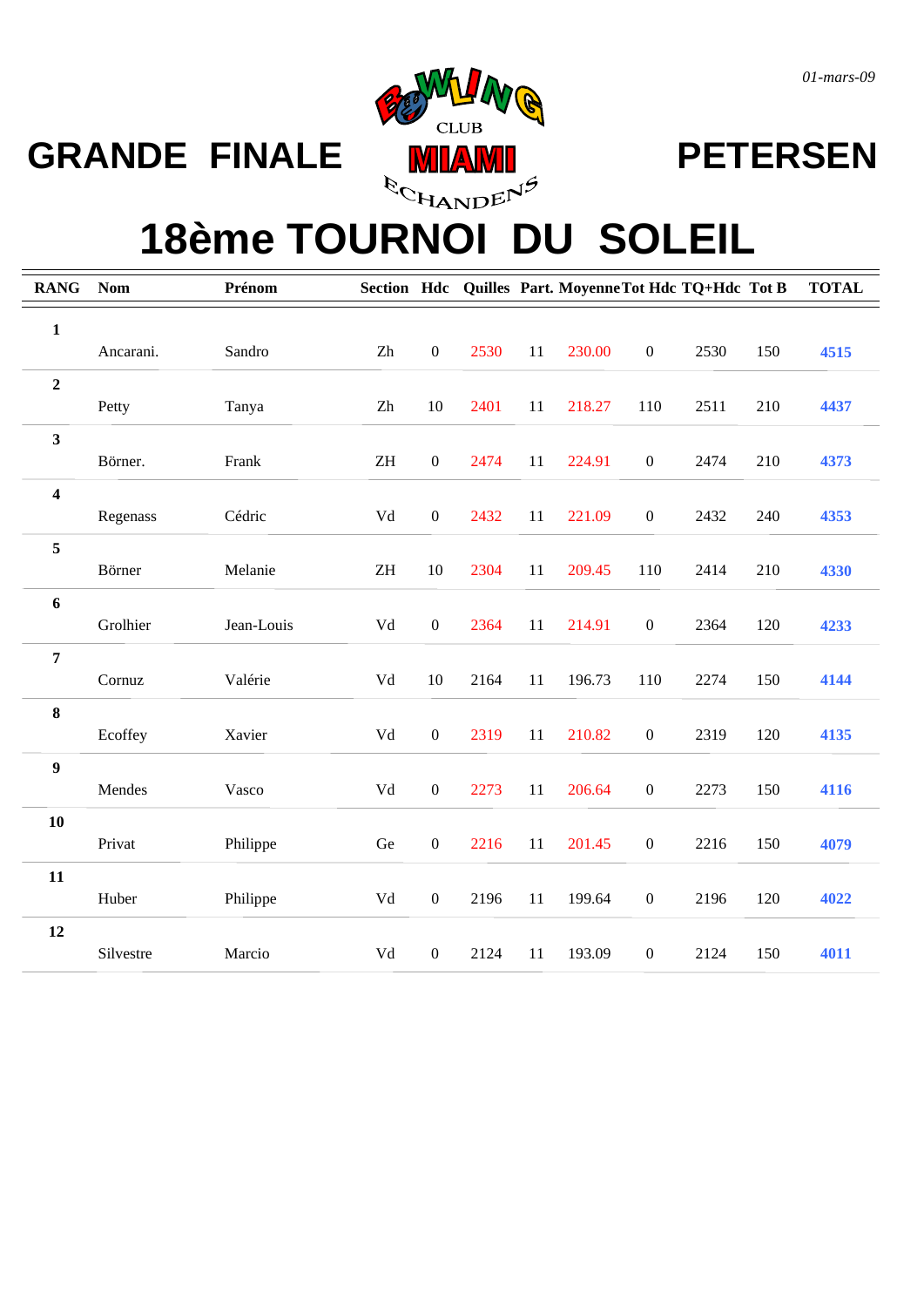*01-mars-09*

# GRANDE FINALE PETERSEN

BOWLING CLUB MIAMI ECHANDENS

# 18ème TOURNOI DU SOLEIL

| RANG | Nom | Prénom | Section | Hdc | Quilles | Part. | Moyenne | Tot Hdc | TQ+Hdc | Tot B | TOTAL |
|---|---|---|---|---|---|---|---|---|---|---|---|
| **1** | Ancarani. | Sandro | Zh | 0 | 2530 | 11 | 230.00 | 0 | 2530 | 150 | **4515** |
| **2** | Petty | Tanya | Zh | 10 | 2401 | 11 | 218.27 | 110 | 2511 | 210 | **4437** |
| **3** | Börner. | Frank | ZH | 0 | 2474 | 11 | 224.91 | 0 | 2474 | 210 | **4373** |
| **4** | Regenass | Cédric | Vd | 0 | 2432 | 11 | 221.09 | 0 | 2432 | 240 | **4353** |
| **5** | Börner | Melanie | ZH | 10 | 2304 | 11 | 209.45 | 110 | 2414 | 210 | **4330** |
| **6** | Grolhier | Jean-Louis | Vd | 0 | 2364 | 11 | 214.91 | 0 | 2364 | 120 | **4233** |
| **7** | Cornuz | Valérie | Vd | 10 | 2164 | 11 | 196.73 | 110 | 2274 | 150 | **4144** |
| **8** | Ecoffey | Xavier | Vd | 0 | 2319 | 11 | 210.82 | 0 | 2319 | 120 | **4135** |
| **9** | Mendes | Vasco | Vd | 0 | 2273 | 11 | 206.64 | 0 | 2273 | 150 | **4116** |
| **10** | Privat | Philippe | Ge | 0 | 2216 | 11 | 201.45 | 0 | 2216 | 150 | **4079** |
| **11** | Huber | Philippe | Vd | 0 | 2196 | 11 | 199.64 | 0 | 2196 | 120 | **4022** |
| **12** | Silvestre | Marcio | Vd | 0 | 2124 | 11 | 193.09 | 0 | 2124 | 150 | **4011** |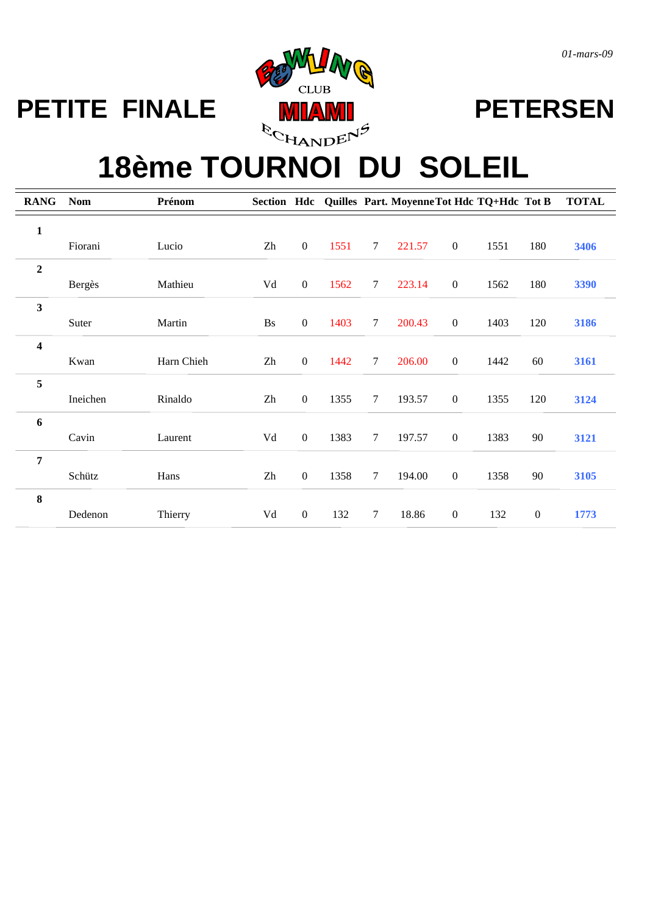*01-mars-09*

# PETITE FINALE

BOWLING CLUB MIAMI ECHANDENS

# PETERSEN

# 18ème TOURNOI DU SOLEIL

| RANG | Nom | Prénom | Section | Hdc | Quilles | Part. | Moyenne | Tot Hdc | TQ+Hdc | Tot B | TOTAL |
|---|---|---|---|---|---|---|---|---|---|---|---|
| **1** | Fiorani | Lucio | Zh | 0 | 1551 | 7 | 221.57 | 0 | 1551 | 180 | **3406** |
| **2** | Bergès | Mathieu | Vd | 0 | 1562 | 7 | 223.14 | 0 | 1562 | 180 | **3390** |
| **3** | Suter | Martin | Bs | 0 | 1403 | 7 | 200.43 | 0 | 1403 | 120 | **3186** |
| **4** | Kwan | Harn Chieh | Zh | 0 | 1442 | 7 | 206.00 | 0 | 1442 | 60 | **3161** |
| **5** | Ineichen | Rinaldo | Zh | 0 | 1355 | 7 | 193.57 | 0 | 1355 | 120 | **3124** |
| **6** | Cavin | Laurent | Vd | 0 | 1383 | 7 | 197.57 | 0 | 1383 | 90 | **3121** |
| **7** | Schütz | Hans | Zh | 0 | 1358 | 7 | 194.00 | 0 | 1358 | 90 | **3105** |
| **8** | Dedenon | Thierry | Vd | 0 | 132 | 7 | 18.86 | 0 | 132 | 0 | **1773** |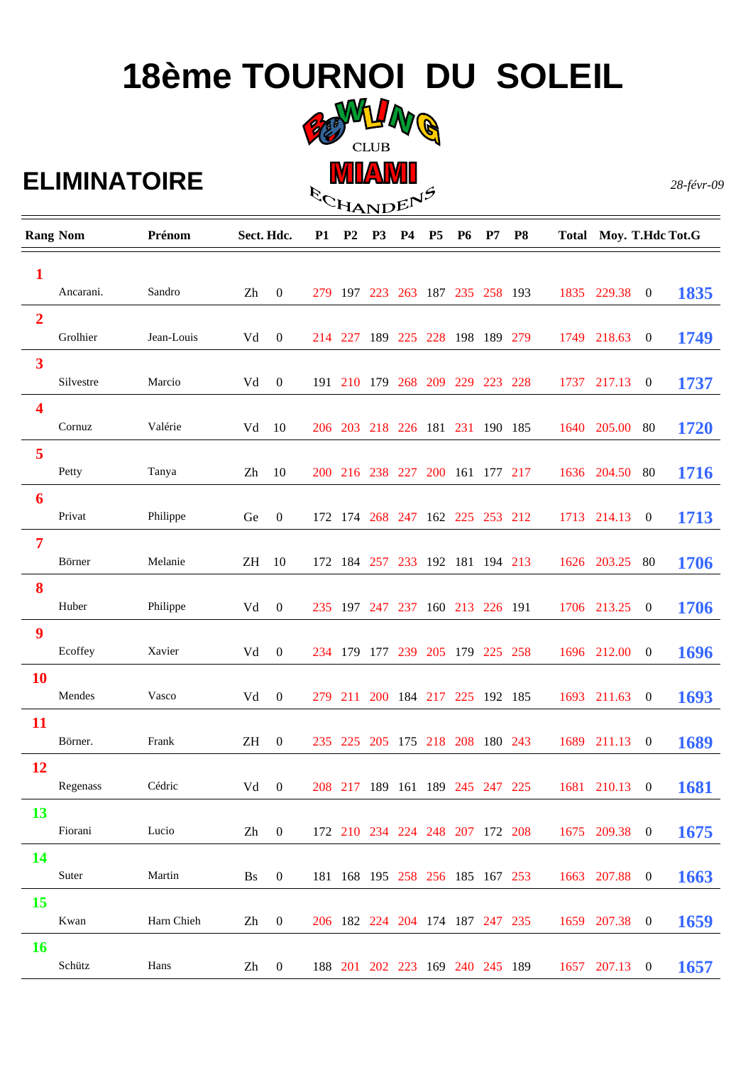# 18ème TOURNOI DU SOLEIL

BOWLING CLUB MIAMI ECHANDENS

## ELIMINATOIRE

*28-févr-09*

| Rang | Nom | Prénom | Sect. | Hdc. | P1 | P2 | P3 | P4 | P5 | P6 | P7 | P8 | Total | Moy. | T.Hdc | Tot.G |
|---|---|---|---|---|---|---|---|---|---|---|---|---|---|---|---|---|
| 1 | Ancarani. | Sandro | Zh | 0 | 279 | 197 | 223 | 263 | 187 | 235 | 258 | 193 | 1835 | 229.38 | 0 | 1835 |
| 2 | Grolhier | Jean-Louis | Vd | 0 | 214 | 227 | 189 | 225 | 228 | 198 | 189 | 279 | 1749 | 218.63 | 0 | 1749 |
| 3 | Silvestre | Marcio | Vd | 0 | 191 | 210 | 179 | 268 | 209 | 229 | 223 | 228 | 1737 | 217.13 | 0 | 1737 |
| 4 | Cornuz | Valérie | Vd | 10 | 206 | 203 | 218 | 226 | 181 | 231 | 190 | 185 | 1640 | 205.00 | 80 | 1720 |
| 5 | Petty | Tanya | Zh | 10 | 200 | 216 | 238 | 227 | 200 | 161 | 177 | 217 | 1636 | 204.50 | 80 | 1716 |
| 6 | Privat | Philippe | Ge | 0 | 172 | 174 | 268 | 247 | 162 | 225 | 253 | 212 | 1713 | 214.13 | 0 | 1713 |
| 7 | Börner | Melanie | ZH | 10 | 172 | 184 | 257 | 233 | 192 | 181 | 194 | 213 | 1626 | 203.25 | 80 | 1706 |
| 8 | Huber | Philippe | Vd | 0 | 235 | 197 | 247 | 237 | 160 | 213 | 226 | 191 | 1706 | 213.25 | 0 | 1706 |
| 9 | Ecoffey | Xavier | Vd | 0 | 234 | 179 | 177 | 239 | 205 | 179 | 225 | 258 | 1696 | 212.00 | 0 | 1696 |
| 10 | Mendes | Vasco | Vd | 0 | 279 | 211 | 200 | 184 | 217 | 225 | 192 | 185 | 1693 | 211.63 | 0 | 1693 |
| 11 | Börner. | Frank | ZH | 0 | 235 | 225 | 205 | 175 | 218 | 208 | 180 | 243 | 1689 | 211.13 | 0 | 1689 |
| 12 | Regenass | Cédric | Vd | 0 | 208 | 217 | 189 | 161 | 189 | 245 | 247 | 225 | 1681 | 210.13 | 0 | 1681 |
| 13 | Fiorani | Lucio | Zh | 0 | 172 | 210 | 234 | 224 | 248 | 207 | 172 | 208 | 1675 | 209.38 | 0 | 1675 |
| 14 | Suter | Martin | Bs | 0 | 181 | 168 | 195 | 258 | 256 | 185 | 167 | 253 | 1663 | 207.88 | 0 | 1663 |
| 15 | Kwan | Harn Chieh | Zh | 0 | 206 | 182 | 224 | 204 | 174 | 187 | 247 | 235 | 1659 | 207.38 | 0 | 1659 |
| 16 | Schütz | Hans | Zh | 0 | 188 | 201 | 202 | 223 | 169 | 240 | 245 | 189 | 1657 | 207.13 | 0 | 1657 |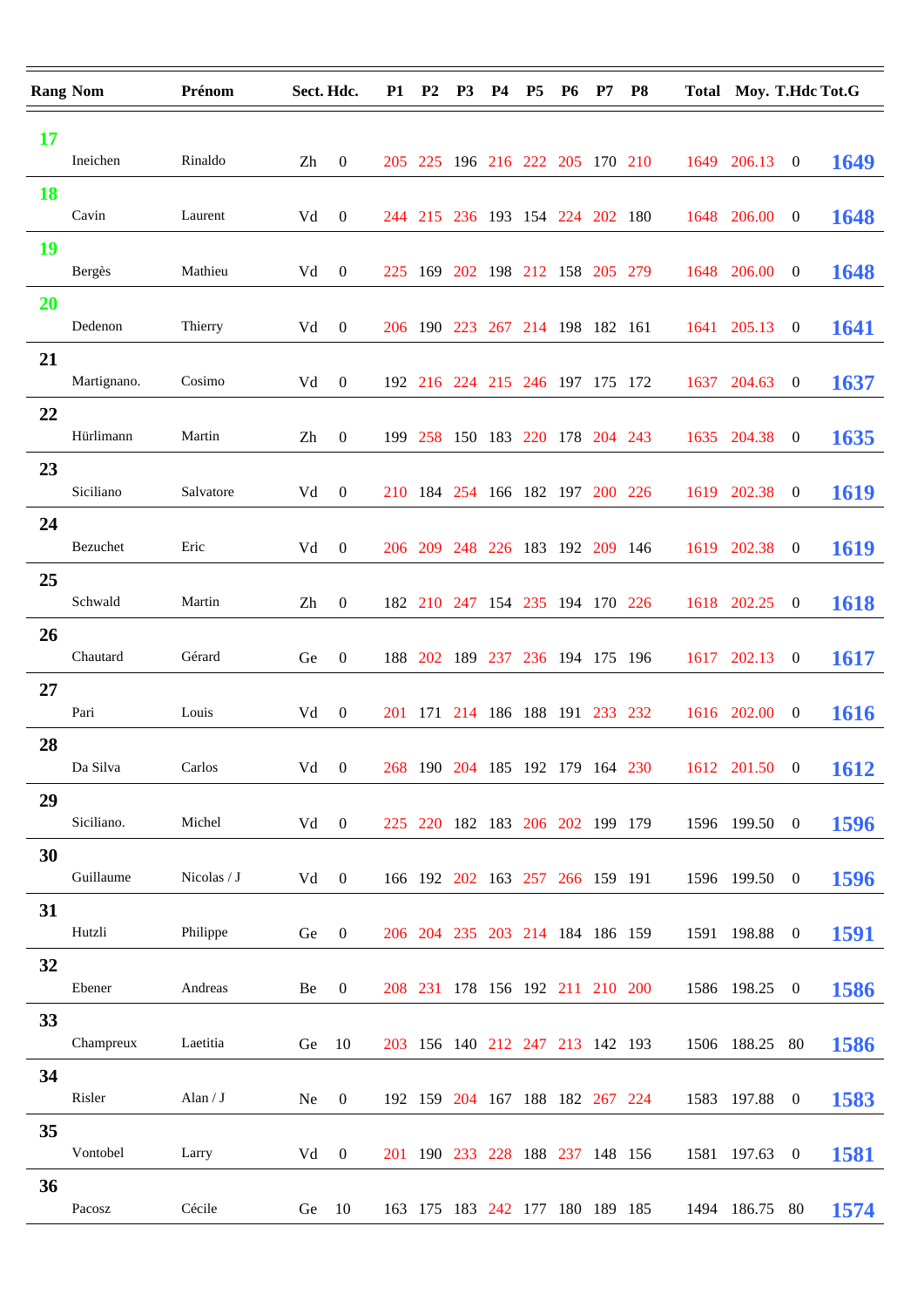| Rang | Nom | Prénom | Sect. | Hdc. | P1 | P2 | P3 | P4 | P5 | P6 | P7 | P8 | Total | Moy. | T.Hdc | Tot.G |
|---|---|---|---|---|---|---|---|---|---|---|---|---|---|---|---|---|
| 17 | Ineichen | Rinaldo | Zh | 0 | 205 | 225 | 196 | 216 | 222 | 205 | 170 | 210 | 1649 | 206.13 | 0 | 1649 |
| 18 | Cavin | Laurent | Vd | 0 | 244 | 215 | 236 | 193 | 154 | 224 | 202 | 180 | 1648 | 206.00 | 0 | 1648 |
| 19 | Bergès | Mathieu | Vd | 0 | 225 | 169 | 202 | 198 | 212 | 158 | 205 | 279 | 1648 | 206.00 | 0 | 1648 |
| 20 | Dedenon | Thierry | Vd | 0 | 206 | 190 | 223 | 267 | 214 | 198 | 182 | 161 | 1641 | 205.13 | 0 | 1641 |
| 21 | Martignano. | Cosimo | Vd | 0 | 192 | 216 | 224 | 215 | 246 | 197 | 175 | 172 | 1637 | 204.63 | 0 | 1637 |
| 22 | Hürlimann | Martin | Zh | 0 | 199 | 258 | 150 | 183 | 220 | 178 | 204 | 243 | 1635 | 204.38 | 0 | 1635 |
| 23 | Siciliano | Salvatore | Vd | 0 | 210 | 184 | 254 | 166 | 182 | 197 | 200 | 226 | 1619 | 202.38 | 0 | 1619 |
| 24 | Bezuchet | Eric | Vd | 0 | 206 | 209 | 248 | 226 | 183 | 192 | 209 | 146 | 1619 | 202.38 | 0 | 1619 |
| 25 | Schwald | Martin | Zh | 0 | 182 | 210 | 247 | 154 | 235 | 194 | 170 | 226 | 1618 | 202.25 | 0 | 1618 |
| 26 | Chautard | Gérard | Ge | 0 | 188 | 202 | 189 | 237 | 236 | 194 | 175 | 196 | 1617 | 202.13 | 0 | 1617 |
| 27 | Pari | Louis | Vd | 0 | 201 | 171 | 214 | 186 | 188 | 191 | 233 | 232 | 1616 | 202.00 | 0 | 1616 |
| 28 | Da Silva | Carlos | Vd | 0 | 268 | 190 | 204 | 185 | 192 | 179 | 164 | 230 | 1612 | 201.50 | 0 | 1612 |
| 29 | Siciliano. | Michel | Vd | 0 | 225 | 220 | 182 | 183 | 206 | 202 | 199 | 179 | 1596 | 199.50 | 0 | 1596 |
| 30 | Guillaume | Nicolas / J | Vd | 0 | 166 | 192 | 202 | 163 | 257 | 266 | 159 | 191 | 1596 | 199.50 | 0 | 1596 |
| 31 | Hutzli | Philippe | Ge | 0 | 206 | 204 | 235 | 203 | 214 | 184 | 186 | 159 | 1591 | 198.88 | 0 | 1591 |
| 32 | Ebener | Andreas | Be | 0 | 208 | 231 | 178 | 156 | 192 | 211 | 210 | 200 | 1586 | 198.25 | 0 | 1586 |
| 33 | Champreux | Laetitia | Ge | 10 | 203 | 156 | 140 | 212 | 247 | 213 | 142 | 193 | 1506 | 188.25 | 80 | 1586 |
| 34 | Risler | Alan / J | Ne | 0 | 192 | 159 | 204 | 167 | 188 | 182 | 267 | 224 | 1583 | 197.88 | 0 | 1583 |
| 35 | Vontobel | Larry | Vd | 0 | 201 | 190 | 233 | 228 | 188 | 237 | 148 | 156 | 1581 | 197.63 | 0 | 1581 |
| 36 | Pacosz | Cécile | Ge | 10 | 163 | 175 | 183 | 242 | 177 | 180 | 189 | 185 | 1494 | 186.75 | 80 | 1574 |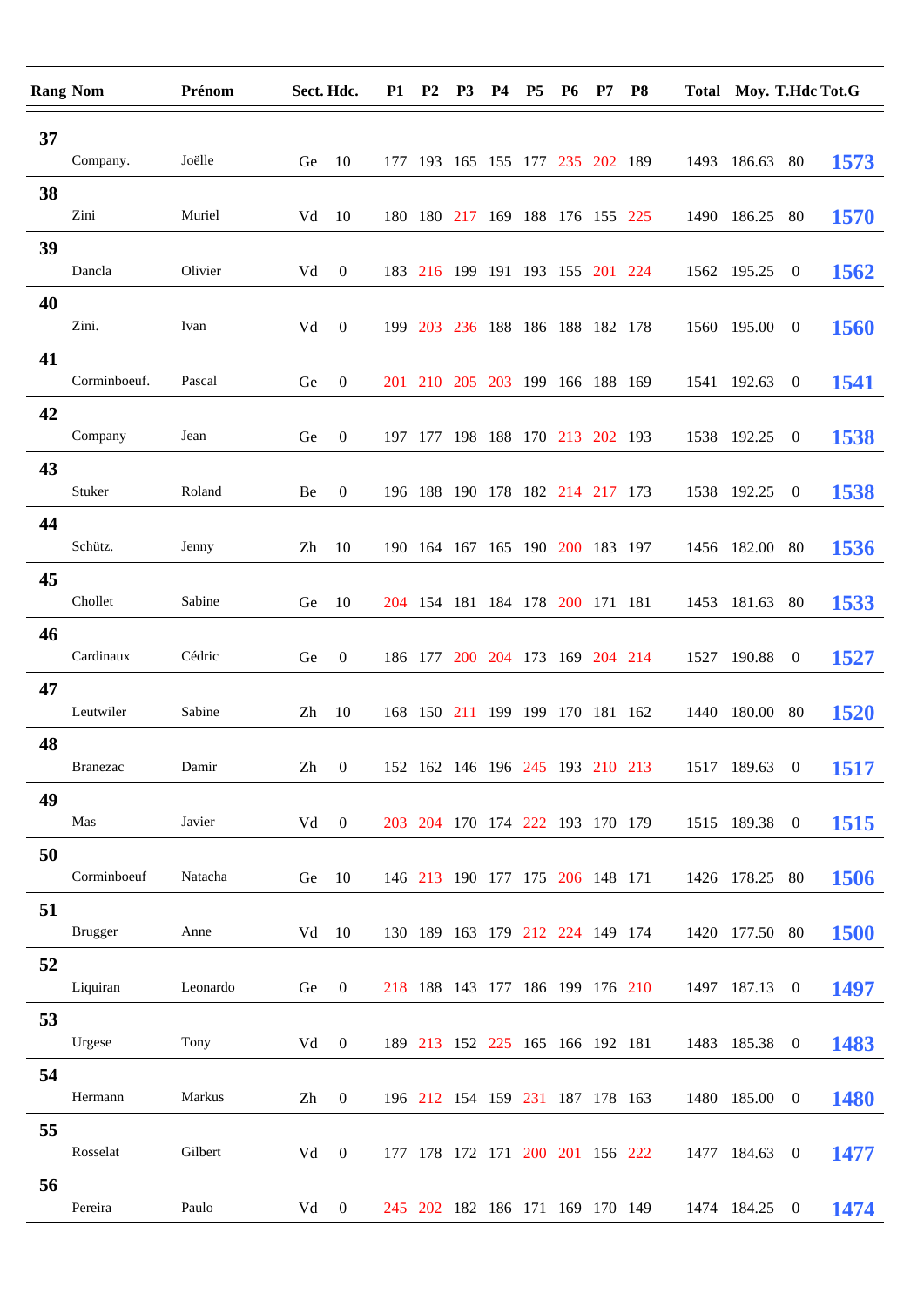| Rang | Nom | Prénom | Sect. | Hdc. | P1 | P2 | P3 | P4 | P5 | P6 | P7 | P8 | Total | Moy. | T.Hdc | Tot.G |
|---|---|---|---|---|---|---|---|---|---|---|---|---|---|---|---|---|
| 37 | Company. | Joëlle | Ge | 10 | 177 | 193 | 165 | 155 | 177 | 235 | 202 | 189 | 1493 | 186.63 | 80 | 1573 |
| 38 | Zini | Muriel | Vd | 10 | 180 | 180 | 217 | 169 | 188 | 176 | 155 | 225 | 1490 | 186.25 | 80 | 1570 |
| 39 | Dancla | Olivier | Vd | 0 | 183 | 216 | 199 | 191 | 193 | 155 | 201 | 224 | 1562 | 195.25 | 0 | 1562 |
| 40 | Zini. | Ivan | Vd | 0 | 199 | 203 | 236 | 188 | 186 | 188 | 182 | 178 | 1560 | 195.00 | 0 | 1560 |
| 41 | Corminboeuf. | Pascal | Ge | 0 | 201 | 210 | 205 | 203 | 199 | 166 | 188 | 169 | 1541 | 192.63 | 0 | 1541 |
| 42 | Company | Jean | Ge | 0 | 197 | 177 | 198 | 188 | 170 | 213 | 202 | 193 | 1538 | 192.25 | 0 | 1538 |
| 43 | Stuker | Roland | Be | 0 | 196 | 188 | 190 | 178 | 182 | 214 | 217 | 173 | 1538 | 192.25 | 0 | 1538 |
| 44 | Schütz. | Jenny | Zh | 10 | 190 | 164 | 167 | 165 | 190 | 200 | 183 | 197 | 1456 | 182.00 | 80 | 1536 |
| 45 | Chollet | Sabine | Ge | 10 | 204 | 154 | 181 | 184 | 178 | 200 | 171 | 181 | 1453 | 181.63 | 80 | 1533 |
| 46 | Cardinaux | Cédric | Ge | 0 | 186 | 177 | 200 | 204 | 173 | 169 | 204 | 214 | 1527 | 190.88 | 0 | 1527 |
| 47 | Leutwiler | Sabine | Zh | 10 | 168 | 150 | 211 | 199 | 199 | 170 | 181 | 162 | 1440 | 180.00 | 80 | 1520 |
| 48 | Branezac | Damir | Zh | 0 | 152 | 162 | 146 | 196 | 245 | 193 | 210 | 213 | 1517 | 189.63 | 0 | 1517 |
| 49 | Mas | Javier | Vd | 0 | 203 | 204 | 170 | 174 | 222 | 193 | 170 | 179 | 1515 | 189.38 | 0 | 1515 |
| 50 | Corminboeuf | Natacha | Ge | 10 | 146 | 213 | 190 | 177 | 175 | 206 | 148 | 171 | 1426 | 178.25 | 80 | 1506 |
| 51 | Brugger | Anne | Vd | 10 | 130 | 189 | 163 | 179 | 212 | 224 | 149 | 174 | 1420 | 177.50 | 80 | 1500 |
| 52 | Liquiran | Leonardo | Ge | 0 | 218 | 188 | 143 | 177 | 186 | 199 | 176 | 210 | 1497 | 187.13 | 0 | 1497 |
| 53 | Urgese | Tony | Vd | 0 | 189 | 213 | 152 | 225 | 165 | 166 | 192 | 181 | 1483 | 185.38 | 0 | 1483 |
| 54 | Hermann | Markus | Zh | 0 | 196 | 212 | 154 | 159 | 231 | 187 | 178 | 163 | 1480 | 185.00 | 0 | 1480 |
| 55 | Rosselat | Gilbert | Vd | 0 | 177 | 178 | 172 | 171 | 200 | 201 | 156 | 222 | 1477 | 184.63 | 0 | 1477 |
| 56 | Pereira | Paulo | Vd | 0 | 245 | 202 | 182 | 186 | 171 | 169 | 170 | 149 | 1474 | 184.25 | 0 | 1474 |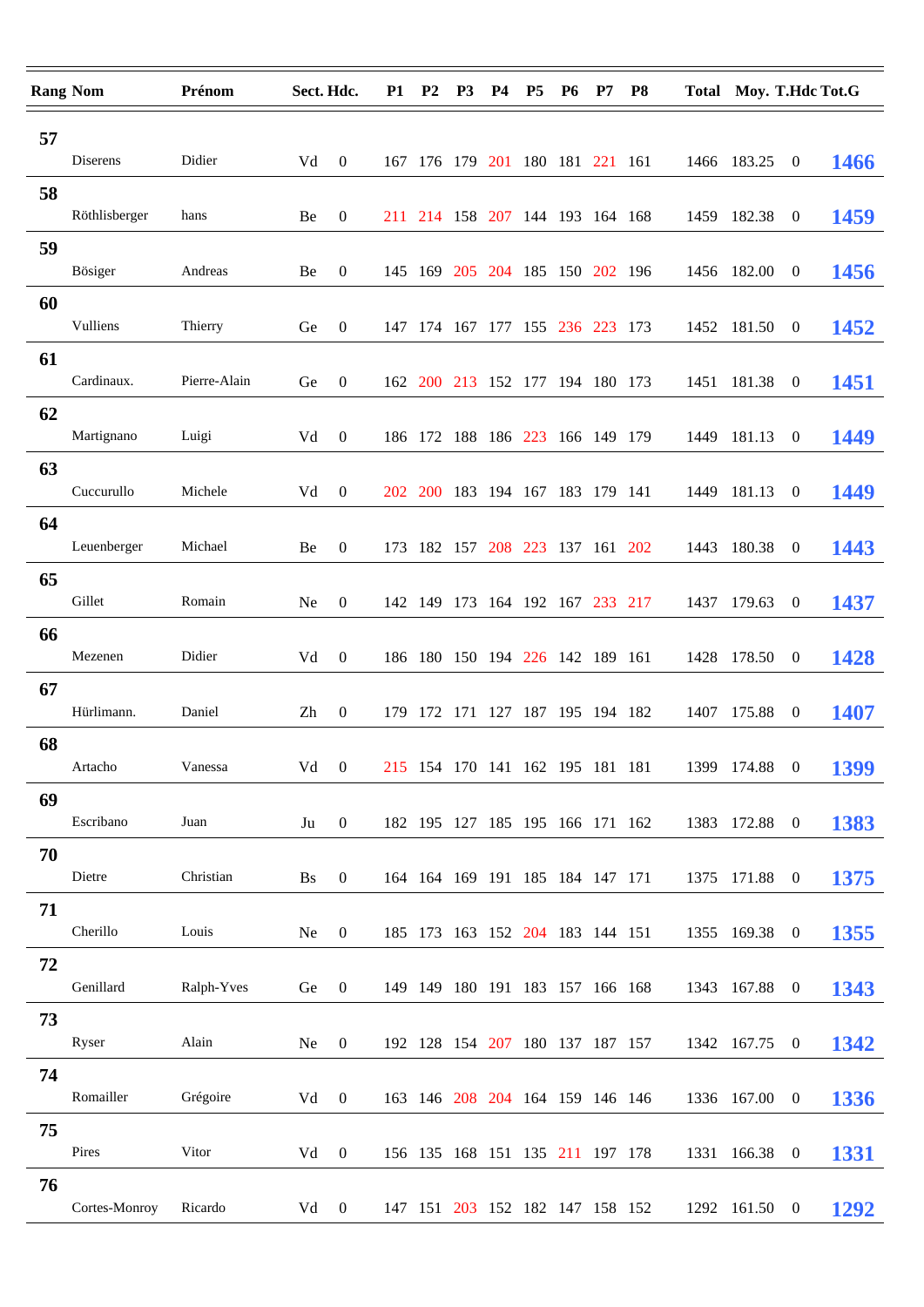| Rang | Nom | Prénom | Sect. | Hdc. | P1 | P2 | P3 | P4 | P5 | P6 | P7 | P8 | Total | Moy. | T.Hdc | Tot.G |
|---|---|---|---|---|---|---|---|---|---|---|---|---|---|---|---|---|
| 57 | Diserens | Didier | Vd | 0 | 167 | 176 | 179 | 201 | 180 | 181 | 221 | 161 | 1466 | 183.25 | 0 | 1466 |
| 58 | Röthlisberger | hans | Be | 0 | 211 | 214 | 158 | 207 | 144 | 193 | 164 | 168 | 1459 | 182.38 | 0 | 1459 |
| 59 | Bösiger | Andreas | Be | 0 | 145 | 169 | 205 | 204 | 185 | 150 | 202 | 196 | 1456 | 182.00 | 0 | 1456 |
| 60 | Vulliens | Thierry | Ge | 0 | 147 | 174 | 167 | 177 | 155 | 236 | 223 | 173 | 1452 | 181.50 | 0 | 1452 |
| 61 | Cardinaux. | Pierre-Alain | Ge | 0 | 162 | 200 | 213 | 152 | 177 | 194 | 180 | 173 | 1451 | 181.38 | 0 | 1451 |
| 62 | Martignano | Luigi | Vd | 0 | 186 | 172 | 188 | 186 | 223 | 166 | 149 | 179 | 1449 | 181.13 | 0 | 1449 |
| 63 | Cuccurullo | Michele | Vd | 0 | 202 | 200 | 183 | 194 | 167 | 183 | 179 | 141 | 1449 | 181.13 | 0 | 1449 |
| 64 | Leuenberger | Michael | Be | 0 | 173 | 182 | 157 | 208 | 223 | 137 | 161 | 202 | 1443 | 180.38 | 0 | 1443 |
| 65 | Gillet | Romain | Ne | 0 | 142 | 149 | 173 | 164 | 192 | 167 | 233 | 217 | 1437 | 179.63 | 0 | 1437 |
| 66 | Mezenen | Didier | Vd | 0 | 186 | 180 | 150 | 194 | 226 | 142 | 189 | 161 | 1428 | 178.50 | 0 | 1428 |
| 67 | Hürlimann. | Daniel | Zh | 0 | 179 | 172 | 171 | 127 | 187 | 195 | 194 | 182 | 1407 | 175.88 | 0 | 1407 |
| 68 | Artacho | Vanessa | Vd | 0 | 215 | 154 | 170 | 141 | 162 | 195 | 181 | 181 | 1399 | 174.88 | 0 | 1399 |
| 69 | Escribano | Juan | Ju | 0 | 182 | 195 | 127 | 185 | 195 | 166 | 171 | 162 | 1383 | 172.88 | 0 | 1383 |
| 70 | Dietre | Christian | Bs | 0 | 164 | 164 | 169 | 191 | 185 | 184 | 147 | 171 | 1375 | 171.88 | 0 | 1375 |
| 71 | Cherillo | Louis | Ne | 0 | 185 | 173 | 163 | 152 | 204 | 183 | 144 | 151 | 1355 | 169.38 | 0 | 1355 |
| 72 | Genillard | Ralph-Yves | Ge | 0 | 149 | 149 | 180 | 191 | 183 | 157 | 166 | 168 | 1343 | 167.88 | 0 | 1343 |
| 73 | Ryser | Alain | Ne | 0 | 192 | 128 | 154 | 207 | 180 | 137 | 187 | 157 | 1342 | 167.75 | 0 | 1342 |
| 74 | Romailler | Grégoire | Vd | 0 | 163 | 146 | 208 | 204 | 164 | 159 | 146 | 146 | 1336 | 167.00 | 0 | 1336 |
| 75 | Pires | Vitor | Vd | 0 | 156 | 135 | 168 | 151 | 135 | 211 | 197 | 178 | 1331 | 166.38 | 0 | 1331 |
| 76 | Cortes-Monroy | Ricardo | Vd | 0 | 147 | 151 | 203 | 152 | 182 | 147 | 158 | 152 | 1292 | 161.50 | 0 | 1292 |